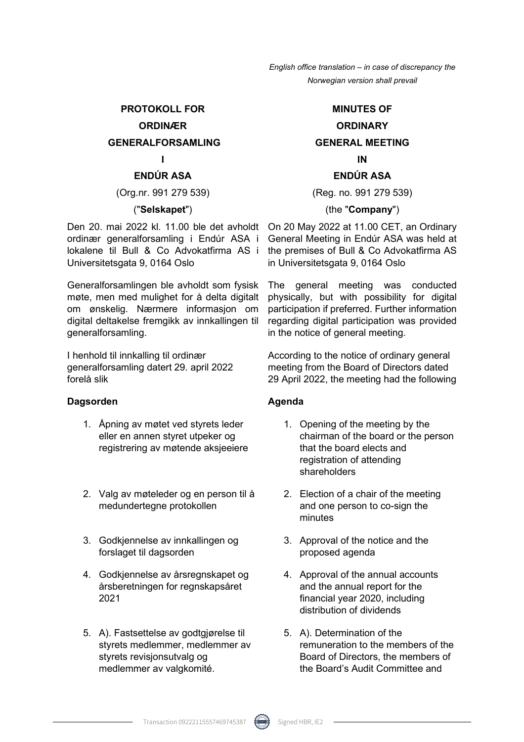*English office translation – in case of discrepancy the Norwegian version shall prevail*

**PROTOKOLL FOR ORDINÆR GENERALFORSAMLING I ENDÚR ASA**

(Org.nr. 991 279 539)

("**Selskapet**")

Den 20. mai 2022 kl. 11.00 ble det avholdt ordinær generalforsamling i Endúr ASA i lokalene til Bull & Co Advokatfirma AS i Universitetsgata 9, 0164 Oslo

Generalforsamlingen ble avholdt som fysisk møte, men med mulighet for å delta digitalt om ønskelig. Nærmere informasjon om digital deltakelse fremgikk av innkallingen til generalforsamling.

I henhold til innkalling til ordinær generalforsamling datert 29. april 2022 forelå slik

**Dagsorden**

1. Åpning av møtet ved styrets leder eller en annen styret utpeker og registrering av møtende aksjeeiere
2. Valg av møteleder og en person til å medundertegne protokollen
3. Godkjennelse av innkallingen og forslaget til dagsorden
4. Godkjennelse av årsregnskapet og årsberetningen for regnskapsåret 2021
5. A). Fastsettelse av godtgjørelse til styrets medlemmer, medlemmer av styrets revisjonsutvalg og medlemmer av valgkomité.

**MINUTES OF ORDINARY GENERAL MEETING IN ENDÚR ASA**

(Reg. no. 991 279 539)

(the "**Company**")

On 20 May 2022 at 11.00 CET, an Ordinary General Meeting in Endúr ASA was held at the premises of Bull & Co Advokatfirma AS in Universitetsgata 9, 0164 Oslo

The general meeting was conducted physically, but with possibility for digital participation if preferred. Further information regarding digital participation was provided in the notice of general meeting.

According to the notice of ordinary general meeting from the Board of Directors dated 29 April 2022, the meeting had the following

**Agenda**

1. Opening of the meeting by the chairman of the board or the person that the board elects and registration of attending shareholders
2. Election of a chair of the meeting and one person to co-sign the minutes
3. Approval of the notice and the proposed agenda
4. Approval of the annual accounts and the annual report for the financial year 2020, including distribution of dividends
5. A). Determination of the remuneration to the members of the Board of Directors, the members of the Board's Audit Committee and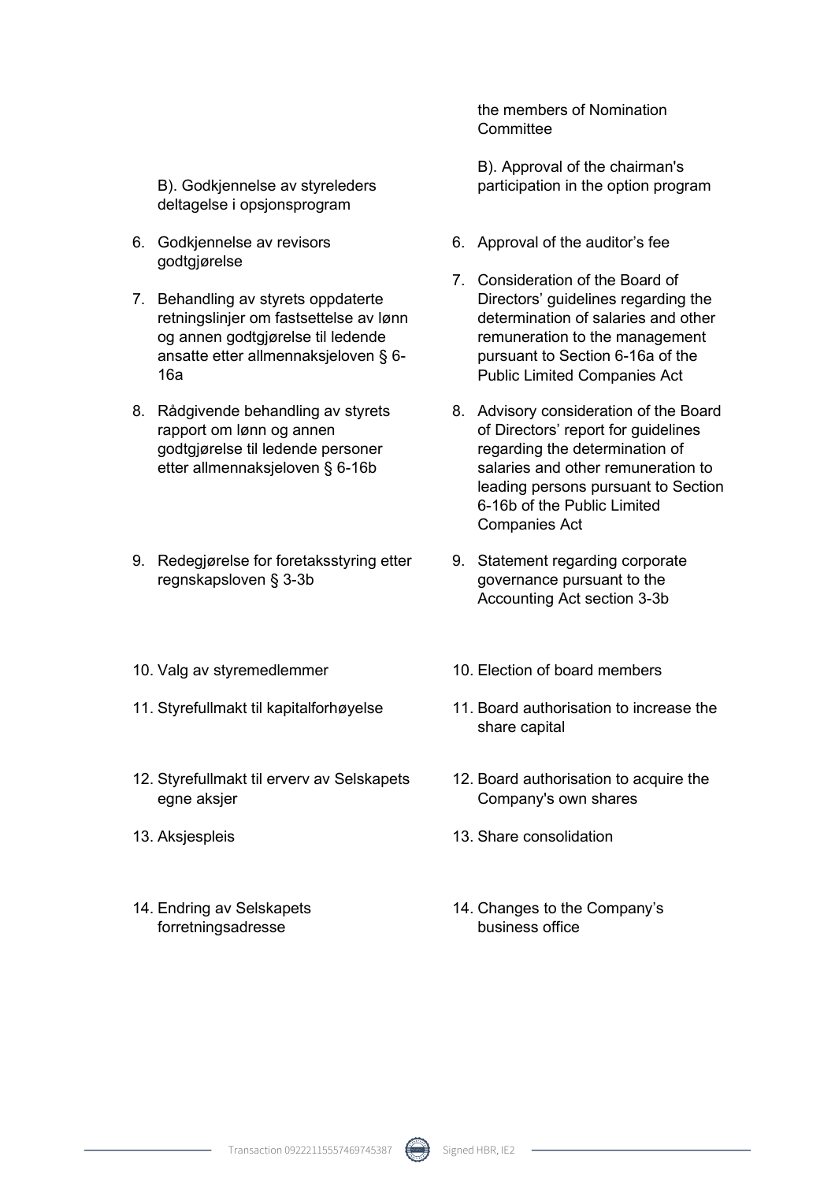the members of Nomination Committee

B). Godkjennelse av styreleders deltagelse i opsjonsprogram

B). Approval of the chairman's participation in the option program

6. Godkjennelse av revisors godtgjørelse

6. Approval of the auditor's fee

7. Behandling av styrets oppdaterte retningslinjer om fastsettelse av lønn og annen godtgjørelse til ledende ansatte etter allmennaksjeloven § 6-16a

7. Consideration of the Board of Directors' guidelines regarding the determination of salaries and other remuneration to the management pursuant to Section 6-16a of the Public Limited Companies Act

8. Rådgivende behandling av styrets rapport om lønn og annen godtgjørelse til ledende personer etter allmennaksjeloven § 6-16b

8. Advisory consideration of the Board of Directors' report for guidelines regarding the determination of salaries and other remuneration to leading persons pursuant to Section 6-16b of the Public Limited Companies Act

9. Redegjørelse for foretaksstyring etter regnskapsloven § 3-3b

9. Statement regarding corporate governance pursuant to the Accounting Act section 3-3b

10. Valg av styremedlemmer

10. Election of board members

11. Styrefullmakt til kapitalforhøyelse

11. Board authorisation to increase the share capital

12. Styrefullmakt til erverv av Selskapets egne aksjer

12. Board authorisation to acquire the Company's own shares

13. Aksjespleis

13. Share consolidation

14. Endring av Selskapets forretningsadresse

14. Changes to the Company's business office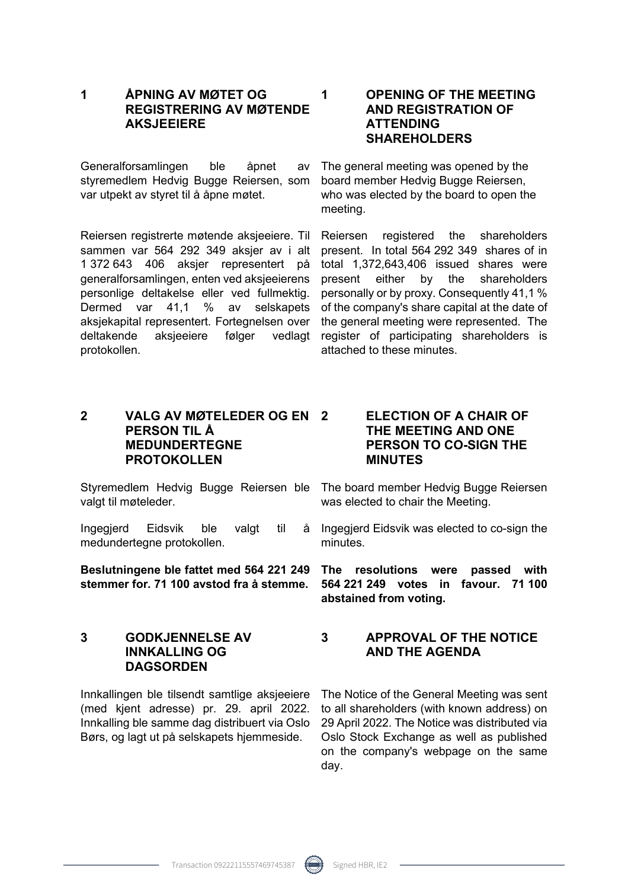## 1 ÅPNING AV MØTET OG REGISTRERING AV MØTENDE AKSJEEIERE

Generalforsamlingen ble åpnet av styremedlem Hedvig Bugge Reiersen, som var utpekt av styret til å åpne møtet.

Reiersen registrerte møtende aksjeeiere. Til sammen var 564 292 349 aksjer av i alt 1 372 643 406 aksjer representert på generalforsamlingen, enten ved aksjeeierens personlige deltakelse eller ved fullmektig. Dermed var 41,1 % av selskapets aksjekapital representert. Fortegnelsen over deltakende aksjeeiere følger vedlagt protokollen.

## 1 OPENING OF THE MEETING AND REGISTRATION OF ATTENDING SHAREHOLDERS

The general meeting was opened by the board member Hedvig Bugge Reiersen, who was elected by the board to open the meeting.

Reiersen registered the shareholders present. In total 564 292 349 shares of in total 1,372,643,406 issued shares were present either by the shareholders personally or by proxy. Consequently 41,1 % of the company's share capital at the date of the general meeting were represented. The register of participating shareholders is attached to these minutes.

## 2 VALG AV MØTELEDER OG EN PERSON TIL Å MEDUNDERTEGNE PROTOKOLLEN

Styremedlem Hedvig Bugge Reiersen ble valgt til møteleder.

Ingegjerd Eidsvik ble valgt til å medundertegne protokollen.

**Beslutningene ble fattet med 564 221 249 stemmer for. 71 100 avstod fra å stemme.**

## 2 ELECTION OF A CHAIR OF THE MEETING AND ONE PERSON TO CO-SIGN THE MINUTES

The board member Hedvig Bugge Reiersen was elected to chair the Meeting.

Ingegjerd Eidsvik was elected to co-sign the minutes.

**The resolutions were passed with 564 221 249 votes in favour. 71 100 abstained from voting.**

## 3 GODKJENNELSE AV INNKALLING OG DAGSORDEN

Innkallingen ble tilsendt samtlige aksjeeiere (med kjent adresse) pr. 29. april 2022. Innkalling ble samme dag distribuert via Oslo Børs, og lagt ut på selskapets hjemmeside.

## 3 APPROVAL OF THE NOTICE AND THE AGENDA

The Notice of the General Meeting was sent to all shareholders (with known address) on 29 April 2022. The Notice was distributed via Oslo Stock Exchange as well as published on the company's webpage on the same day.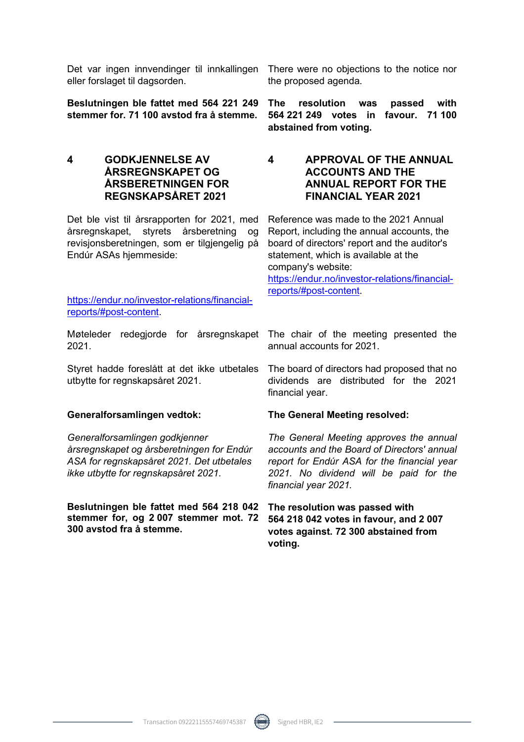Det var ingen innvendinger til innkallingen eller forslaget til dagsorden.

There were no objections to the notice nor the proposed agenda.

**Beslutningen ble fattet med 564 221 249 stemmer for. 71 100 avstod fra å stemme.**

**The resolution was passed with 564 221 249 votes in favour. 71 100 abstained from voting.**

## 4 GODKJENNELSE AV ÅRSREGNSKAPET OG ÅRSBERETNINGEN FOR REGNSKAPSÅRET 2021

## 4 APPROVAL OF THE ANNUAL ACCOUNTS AND THE ANNUAL REPORT FOR THE FINANCIAL YEAR 2021

Det ble vist til årsrapporten for 2021, med årsregnskapet, styrets årsberetning og revisjonsberetningen, som er tilgjengelig på Endúr ASAs hjemmeside:

https://endur.no/investor-relations/financial-reports/#post-content.

Reference was made to the 2021 Annual Report, including the annual accounts, the board of directors' report and the auditor's statement, which is available at the company's website: https://endur.no/investor-relations/financial-reports/#post-content.

Møteleder redegjorde for årsregnskapet 2021.

The chair of the meeting presented the annual accounts for 2021.

Styret hadde foreslått at det ikke utbetales utbytte for regnskapsåret 2021.

The board of directors had proposed that no dividends are distributed for the 2021 financial year.

**Generalforsamlingen vedtok:**

*Generalforsamlingen godkjenner årsregnskapet og årsberetningen for Endúr ASA for regnskapsåret 2021. Det utbetales ikke utbytte for regnskapsåret 2021.*

**The General Meeting resolved:**

*The General Meeting approves the annual accounts and the Board of Directors' annual report for Endúr ASA for the financial year 2021. No dividend will be paid for the financial year 2021.*

**Beslutningen ble fattet med 564 218 042 stemmer for, og 2 007 stemmer mot. 72 300 avstod fra å stemme.**

**The resolution was passed with 564 218 042 votes in favour, and 2 007 votes against. 72 300 abstained from voting.**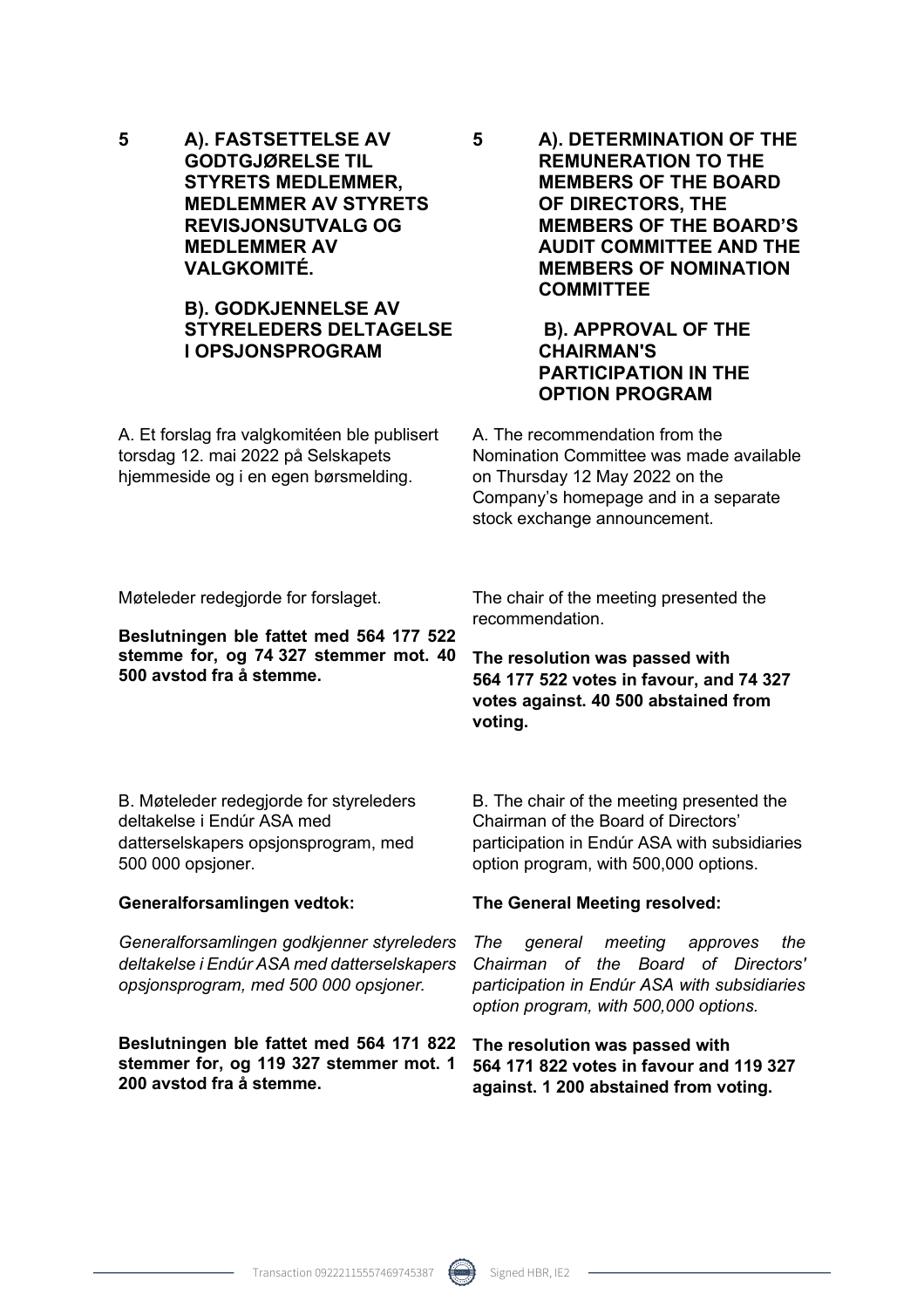**5 A). FASTSETTELSE AV GODTGJØRELSE TIL STYRETS MEDLEMMER, MEDLEMMER AV STYRETS REVISJONSUTVALG OG MEDLEMMER AV VALGKOMITÉ.**

**B). GODKJENNELSE AV STYRELEDERS DELTAGELSE I OPSJONSPROGRAM**

A. Et forslag fra valgkomitéen ble publisert torsdag 12. mai 2022 på Selskapets hjemmeside og i en egen børsmelding.

Møteleder redegjorde for forslaget.

**Beslutningen ble fattet med 564 177 522 stemme for, og 74 327 stemmer mot. 40 500 avstod fra å stemme.**

B. Møteleder redegjorde for styreleders deltakelse i Endúr ASA med datterselskapers opsjonsprogram, med 500 000 opsjoner.

**Generalforsamlingen vedtok:**

*Generalforsamlingen godkjenner styreleders deltakelse i Endúr ASA med datterselskapers opsjonsprogram, med 500 000 opsjoner.*

**Beslutningen ble fattet med 564 171 822 stemmer for, og 119 327 stemmer mot. 1 200 avstod fra å stemme.**

**5 A). DETERMINATION OF THE REMUNERATION TO THE MEMBERS OF THE BOARD OF DIRECTORS, THE MEMBERS OF THE BOARD'S AUDIT COMMITTEE AND THE MEMBERS OF NOMINATION COMMITTEE**

**B). APPROVAL OF THE CHAIRMAN'S PARTICIPATION IN THE OPTION PROGRAM**

A. The recommendation from the Nomination Committee was made available on Thursday 12 May 2022 on the Company's homepage and in a separate stock exchange announcement.

The chair of the meeting presented the recommendation.

**The resolution was passed with 564 177 522 votes in favour, and 74 327 votes against. 40 500 abstained from voting.**

B. The chair of the meeting presented the Chairman of the Board of Directors' participation in Endúr ASA with subsidiaries option program, with 500,000 options.

**The General Meeting resolved:**

*The general meeting approves the Chairman of the Board of Directors' participation in Endúr ASA with subsidiaries option program, with 500,000 options.*

**The resolution was passed with 564 171 822 votes in favour and 119 327 against. 1 200 abstained from voting.**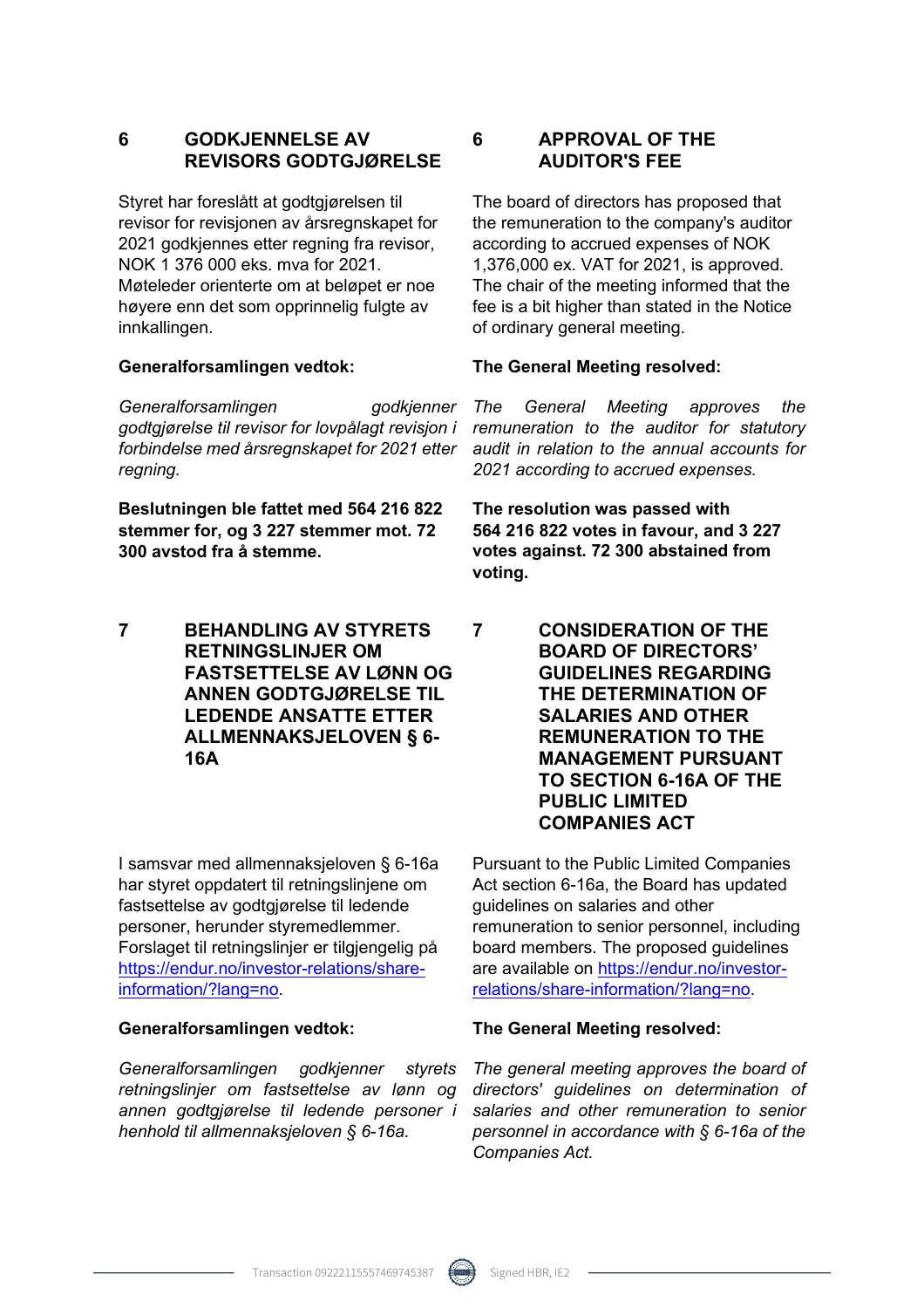## 6 GODKJENNELSE AV REVISORS GODTGJØRELSE

Styret har foreslått at godtgjørelsen til revisor for revisjonen av årsregnskapet for 2021 godkjennes etter regning fra revisor, NOK 1 376 000 eks. mva for 2021. Møteleder orienterte om at beløpet er noe høyere enn det som opprinnelig fulgte av innkallingen.

**Generalforsamlingen vedtok:**

*Generalforsamlingen godkjenner godtgjørelse til revisor for lovpålagt revisjon i forbindelse med årsregnskapet for 2021 etter regning.*

**Beslutningen ble fattet med 564 216 822 stemmer for, og 3 227 stemmer mot. 72 300 avstod fra å stemme.**

## 6 APPROVAL OF THE AUDITOR'S FEE

The board of directors has proposed that the remuneration to the company's auditor according to accrued expenses of NOK 1,376,000 ex. VAT for 2021, is approved. The chair of the meeting informed that the fee is a bit higher than stated in the Notice of ordinary general meeting.

**The General Meeting resolved:**

*The General Meeting approves the remuneration to the auditor for statutory audit in relation to the annual accounts for 2021 according to accrued expenses.*

**The resolution was passed with 564 216 822 votes in favour, and 3 227 votes against. 72 300 abstained from voting.**

## 7 BEHANDLING AV STYRETS RETNINGSLINJER OM FASTSETTELSE AV LØNN OG ANNEN GODTGJØRELSE TIL LEDENDE ANSATTE ETTER ALLMENNAKSJELOVEN § 6-16A

I samsvar med allmennaksjeloven § 6-16a har styret oppdatert til retningslinjene om fastsettelse av godtgjørelse til ledende personer, herunder styremedlemmer. Forslaget til retningslinjer er tilgjengelig på https://endur.no/investor-relations/share-information/?lang=no.

**Generalforsamlingen vedtok:**

*Generalforsamlingen godkjenner styrets retningslinjer om fastsettelse av lønn og annen godtgjørelse til ledende personer i henhold til allmennaksjeloven § 6-16a.*

## 7 CONSIDERATION OF THE BOARD OF DIRECTORS' GUIDELINES REGARDING THE DETERMINATION OF SALARIES AND OTHER REMUNERATION TO THE MANAGEMENT PURSUANT TO SECTION 6-16A OF THE PUBLIC LIMITED COMPANIES ACT

Pursuant to the Public Limited Companies Act section 6-16a, the Board has updated guidelines on salaries and other remuneration to senior personnel, including board members. The proposed guidelines are available on https://endur.no/investor-relations/share-information/?lang=no.

**The General Meeting resolved:**

*The general meeting approves the board of directors' guidelines on determination of salaries and other remuneration to senior personnel in accordance with § 6-16a of the Companies Act.*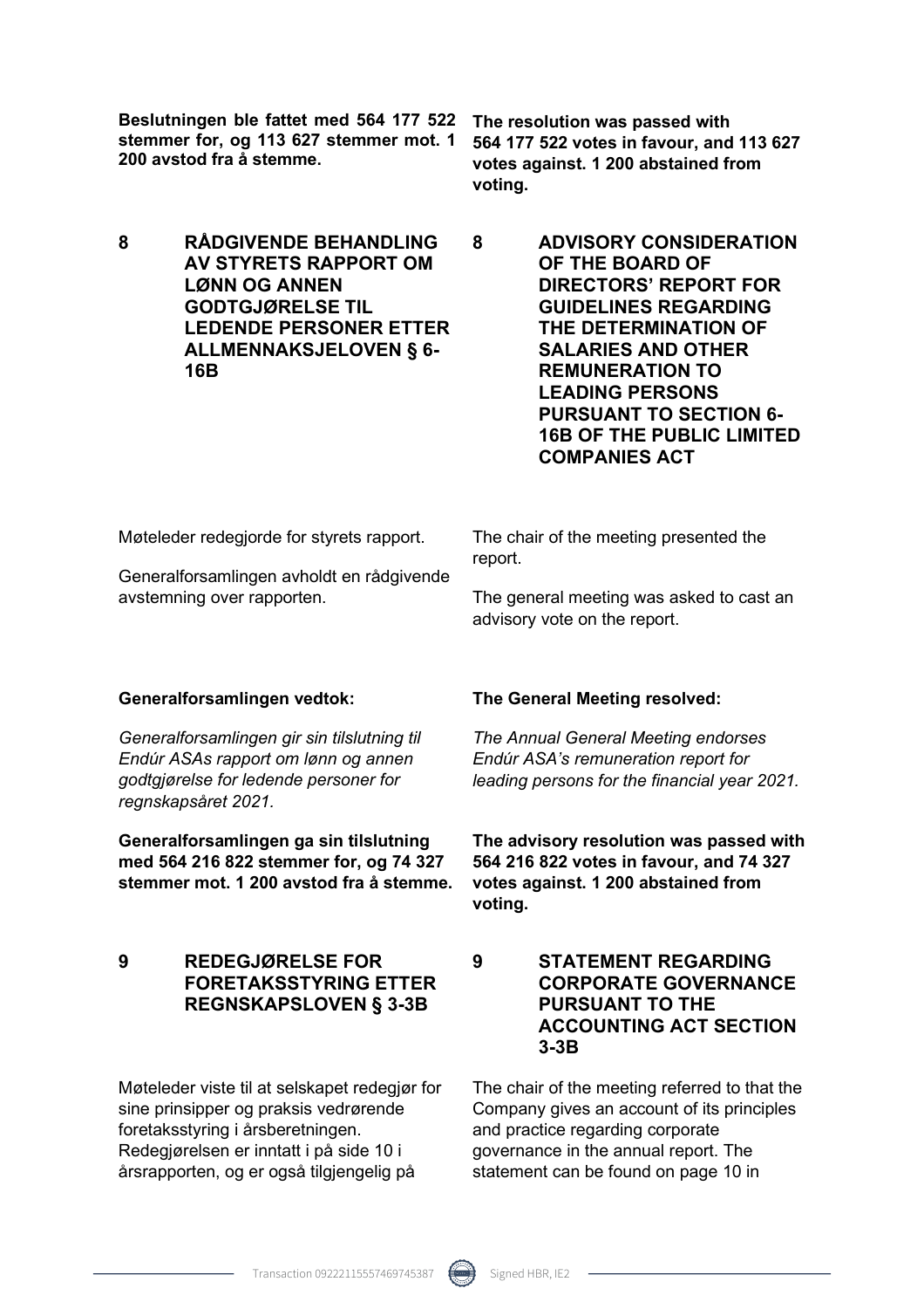**Beslutningen ble fattet med 564 177 522 stemmer for, og 113 627 stemmer mot. 1 200 avstod fra å stemme.**

**The resolution was passed with 564 177 522 votes in favour, and 113 627 votes against. 1 200 abstained from voting.**

## 8 RÅDGIVENDE BEHANDLING AV STYRETS RAPPORT OM LØNN OG ANNEN GODTGJØRELSE TIL LEDENDE PERSONER ETTER ALLMENNAKSJELOVEN § 6-16B

## 8 ADVISORY CONSIDERATION OF THE BOARD OF DIRECTORS' REPORT FOR GUIDELINES REGARDING THE DETERMINATION OF SALARIES AND OTHER REMUNERATION TO LEADING PERSONS PURSUANT TO SECTION 6-16B OF THE PUBLIC LIMITED COMPANIES ACT

Møteleder redegjorde for styrets rapport.

Generalforsamlingen avholdt en rådgivende avstemning over rapporten.

The chair of the meeting presented the report.

The general meeting was asked to cast an advisory vote on the report.

**Generalforsamlingen vedtok:**

*Generalforsamlingen gir sin tilslutning til Endúr ASAs rapport om lønn og annen godtgjørelse for ledende personer for regnskapsåret 2021.*

**Generalforsamlingen ga sin tilslutning med 564 216 822 stemmer for, og 74 327 stemmer mot. 1 200 avstod fra å stemme.**

**The General Meeting resolved:**

*The Annual General Meeting endorses Endúr ASA's remuneration report for leading persons for the financial year 2021.*

**The advisory resolution was passed with 564 216 822 votes in favour, and 74 327 votes against. 1 200 abstained from voting.**

## 9 REDEGJØRELSE FOR FORETAKSSTYRING ETTER REGNSKAPSLOVEN § 3-3B

Møteleder viste til at selskapet redegjør for sine prinsipper og praksis vedrørende foretaksstyring i årsberetningen. Redegjørelsen er inntatt i på side 10 i årsrapporten, og er også tilgjengelig på

## 9 STATEMENT REGARDING CORPORATE GOVERNANCE PURSUANT TO THE ACCOUNTING ACT SECTION 3-3B

The chair of the meeting referred to that the Company gives an account of its principles and practice regarding corporate governance in the annual report. The statement can be found on page 10 in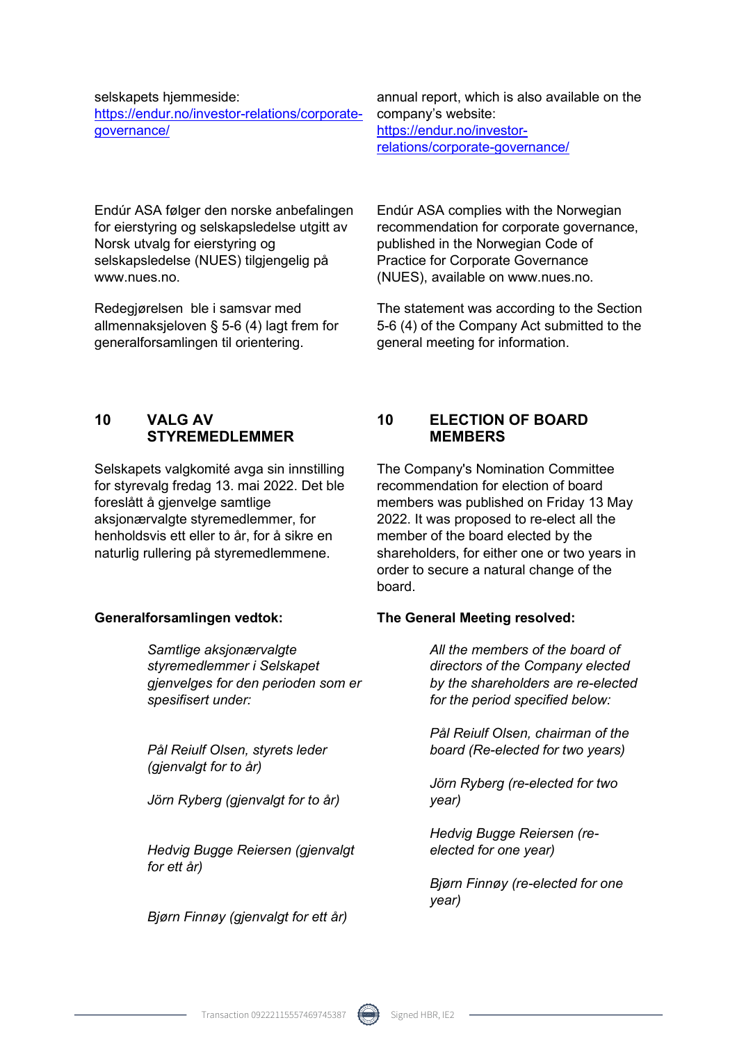selskapets hjemmeside: [https://endur.no/investor-relations/corporate-governance/](https://endur.no/investor-relations/corporate-governance/)

annual report, which is also available on the company's website: [https://endur.no/investor-relations/corporate-governance/](https://endur.no/investor-relations/corporate-governance/)

Endúr ASA følger den norske anbefalingen for eierstyring og selskapsledelse utgitt av Norsk utvalg for eierstyring og selskapsledelse (NUES) tilgjengelig på www.nues.no.

Endúr ASA complies with the Norwegian recommendation for corporate governance, published in the Norwegian Code of Practice for Corporate Governance (NUES), available on www.nues.no.

Redegjørelsen ble i samsvar med allmennaksjeloven § 5-6 (4) lagt frem for generalforsamlingen til orientering.

The statement was according to the Section 5-6 (4) of the Company Act submitted to the general meeting for information.

## 10 VALG AV STYREMEDLEMMER

## 10 ELECTION OF BOARD MEMBERS

Selskapets valgkomité avga sin innstilling for styrevalg fredag 13. mai 2022. Det ble foreslått å gjenvelge samtlige aksjonærvalgte styremedlemmer, for henholdsvis ett eller to år, for å sikre en naturlig rullering på styremedlemmene.

The Company's Nomination Committee recommendation for election of board members was published on Friday 13 May 2022. It was proposed to re-elect all the member of the board elected by the shareholders, for either one or two years in order to secure a natural change of the board.

**Generalforsamlingen vedtok:**

> *Samtlige aksjonærvalgte styremedlemmer i Selskapet gjenvelges for den perioden som er spesifisert under:*
>
> *Pål Reiulf Olsen, styrets leder (gjenvalgt for to år)*
>
> *Jörn Ryberg (gjenvalgt for to år)*
>
> *Hedvig Bugge Reiersen (gjenvalgt for ett år)*
>
> *Bjørn Finnøy (gjenvalgt for ett år)*

**The General Meeting resolved:**

> *All the members of the board of directors of the Company elected by the shareholders are re-elected for the period specified below:*
>
> *Pål Reiulf Olsen, chairman of the board (Re-elected for two years)*
>
> *Jörn Ryberg (re-elected for two year)*
>
> *Hedvig Bugge Reiersen (re-elected for one year)*
>
> *Bjørn Finnøy (re-elected for one year)*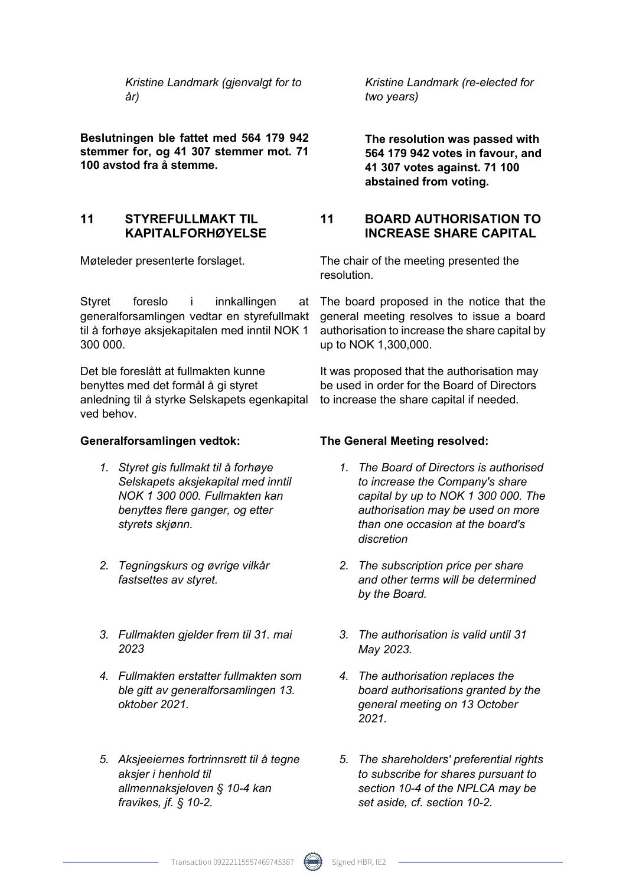*Kristine Landmark (gjenvalgt for to år)*

**Beslutningen ble fattet med 564 179 942 stemmer for, og 41 307 stemmer mot. 71 100 avstod fra å stemme.**

## 11 STYREFULLMAKT TIL KAPITALFORHØYELSE

Møteleder presenterte forslaget.

Styret foreslo i innkallingen at generalforsamlingen vedtar en styrefullmakt til å forhøye aksjekapitalen med inntil NOK 1 300 000.

Det ble foreslått at fullmakten kunne benyttes med det formål å gi styret anledning til å styrke Selskapets egenkapital ved behov.

**Generalforsamlingen vedtok:**

1. *Styret gis fullmakt til å forhøye Selskapets aksjekapital med inntil NOK 1 300 000. Fullmakten kan benyttes flere ganger, og etter styrets skjønn.*
2. *Tegningskurs og øvrige vilkår fastsettes av styret.*
3. *Fullmakten gjelder frem til 31. mai 2023*
4. *Fullmakten erstatter fullmakten som ble gitt av generalforsamlingen 13. oktober 2021.*
5. *Aksjeeiernes fortrinnsrett til å tegne aksjer i henhold til allmennaksjeloven § 10-4 kan fravikes, jf. § 10-2.*

*Kristine Landmark (re-elected for two years)*

**The resolution was passed with 564 179 942 votes in favour, and 41 307 votes against. 71 100 abstained from voting.**

## 11 BOARD AUTHORISATION TO INCREASE SHARE CAPITAL

The chair of the meeting presented the resolution.

The board proposed in the notice that the general meeting resolves to issue a board authorisation to increase the share capital by up to NOK 1,300,000.

It was proposed that the authorisation may be used in order for the Board of Directors to increase the share capital if needed.

**The General Meeting resolved:**

1. *The Board of Directors is authorised to increase the Company's share capital by up to NOK 1 300 000. The authorisation may be used on more than one occasion at the board's discretion*
2. *The subscription price per share and other terms will be determined by the Board.*
3. *The authorisation is valid until 31 May 2023.*
4. *The authorisation replaces the board authorisations granted by the general meeting on 13 October 2021.*
5. *The shareholders' preferential rights to subscribe for shares pursuant to section 10-4 of the NPLCA may be set aside, cf. section 10-2.*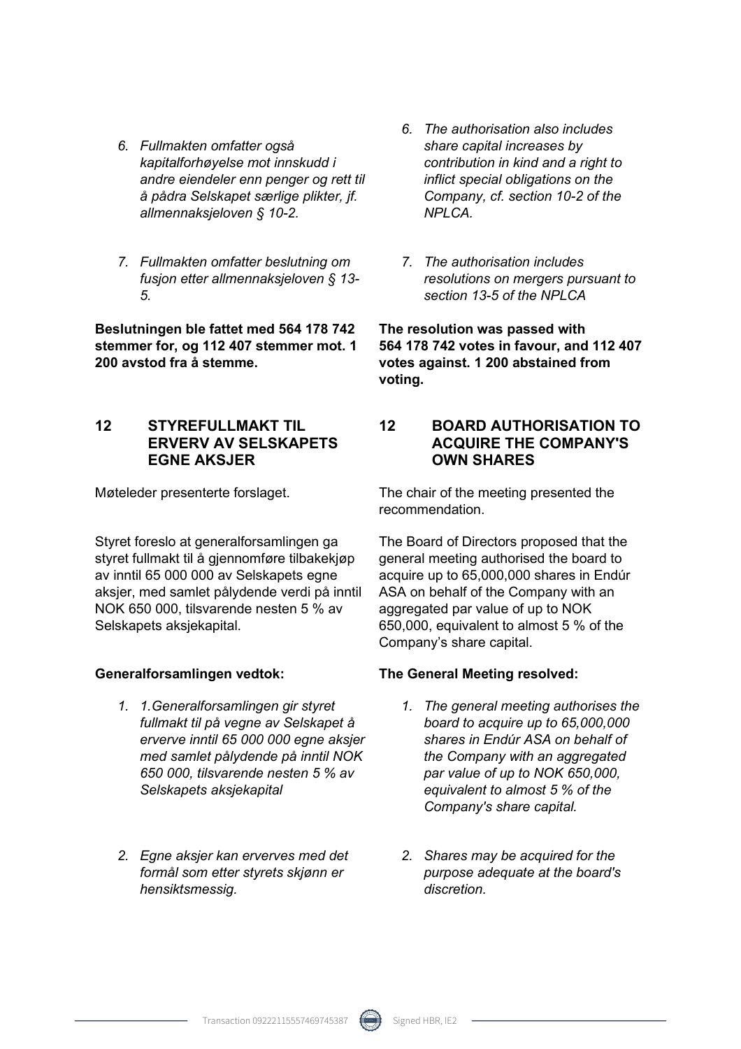6. *Fullmakten omfatter også kapitalforhøyelse mot innskudd i andre eiendeler enn penger og rett til å pådra Selskapet særlige plikter, jf. allmennaksjeloven § 10-2.*

7. *Fullmakten omfatter beslutning om fusjon etter allmennaksjeloven § 13-5.*

**Beslutningen ble fattet med 564 178 742 stemmer for, og 112 407 stemmer mot. 1 200 avstod fra å stemme.**

6. *The authorisation also includes share capital increases by contribution in kind and a right to inflict special obligations on the Company, cf. section 10-2 of the NPLCA.*

7. *The authorisation includes resolutions on mergers pursuant to section 13-5 of the NPLCA*

**The resolution was passed with 564 178 742 votes in favour, and 112 407 votes against. 1 200 abstained from voting.**

## 12 STYREFULLMAKT TIL ERVERV AV SELSKAPETS EGNE AKSJER

Møteleder presenterte forslaget.

Styret foreslo at generalforsamlingen ga styret fullmakt til å gjennomføre tilbakekjøp av inntil 65 000 000 av Selskapets egne aksjer, med samlet pålydende verdi på inntil NOK 650 000, tilsvarende nesten 5 % av Selskapets aksjekapital.

**Generalforsamlingen vedtok:**

1. *1.Generalforsamlingen gir styret fullmakt til på vegne av Selskapet å erverve inntil 65 000 000 egne aksjer med samlet pålydende på inntil NOK 650 000, tilsvarende nesten 5 % av Selskapets aksjekapital*

2. *Egne aksjer kan erverves med det formål som etter styrets skjønn er hensiktsmessig.*

## 12 BOARD AUTHORISATION TO ACQUIRE THE COMPANY'S OWN SHARES

The chair of the meeting presented the recommendation.

The Board of Directors proposed that the general meeting authorised the board to acquire up to 65,000,000 shares in Endúr ASA on behalf of the Company with an aggregated par value of up to NOK 650,000, equivalent to almost 5 % of the Company's share capital.

**The General Meeting resolved:**

1. *The general meeting authorises the board to acquire up to 65,000,000 shares in Endúr ASA on behalf of the Company with an aggregated par value of up to NOK 650,000, equivalent to almost 5 % of the Company's share capital.*

2. *Shares may be acquired for the purpose adequate at the board's discretion.*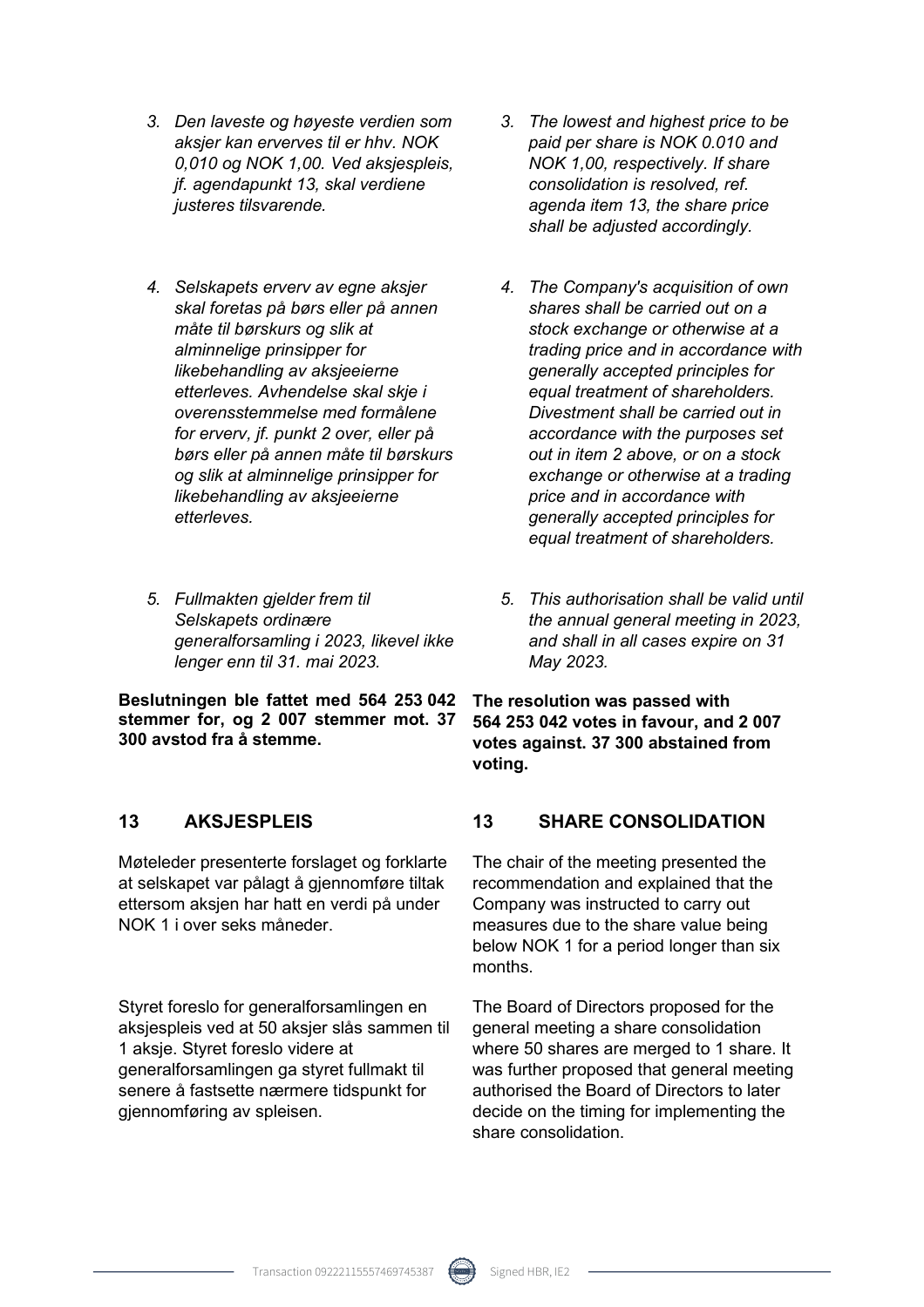3. *Den laveste og høyeste verdien som aksjer kan erverves til er hhv. NOK 0,010 og NOK 1,00. Ved aksjespleis, jf. agendapunkt 13, skal verdiene justeres tilsvarende.*

3. *The lowest and highest price to be paid per share is NOK 0.010 and NOK 1,00, respectively. If share consolidation is resolved, ref. agenda item 13, the share price shall be adjusted accordingly.*

4. *Selskapets erverv av egne aksjer skal foretas på børs eller på annen måte til børskurs og slik at alminnelige prinsipper for likebehandling av aksjeeierne etterleves. Avhendelse skal skje i overensstemmelse med formålene for erverv, jf. punkt 2 over, eller på børs eller på annen måte til børskurs og slik at alminnelige prinsipper for likebehandling av aksjeeierne etterleves.*

4. *The Company's acquisition of own shares shall be carried out on a stock exchange or otherwise at a trading price and in accordance with generally accepted principles for equal treatment of shareholders. Divestment shall be carried out in accordance with the purposes set out in item 2 above, or on a stock exchange or otherwise at a trading price and in accordance with generally accepted principles for equal treatment of shareholders.*

5. *Fullmakten gjelder frem til Selskapets ordinære generalforsamling i 2023, likevel ikke lenger enn til 31. mai 2023.*

5. *This authorisation shall be valid until the annual general meeting in 2023, and shall in all cases expire on 31 May 2023.*

**Beslutningen ble fattet med 564 253 042 stemmer for, og 2 007 stemmer mot. 37 300 avstod fra å stemme.**

**The resolution was passed with 564 253 042 votes in favour, and 2 007 votes against. 37 300 abstained from voting.**

## 13 AKSJESPLEIS

## 13 SHARE CONSOLIDATION

Møteleder presenterte forslaget og forklarte at selskapet var pålagt å gjennomføre tiltak ettersom aksjen har hatt en verdi på under NOK 1 i over seks måneder.

The chair of the meeting presented the recommendation and explained that the Company was instructed to carry out measures due to the share value being below NOK 1 for a period longer than six months.

Styret foreslo for generalforsamlingen en aksjespleis ved at 50 aksjer slås sammen til 1 aksje. Styret foreslo videre at generalforsamlingen ga styret fullmakt til senere å fastsette nærmere tidspunkt for gjennomføring av spleisen.

The Board of Directors proposed for the general meeting a share consolidation where 50 shares are merged to 1 share. It was further proposed that general meeting authorised the Board of Directors to later decide on the timing for implementing the share consolidation.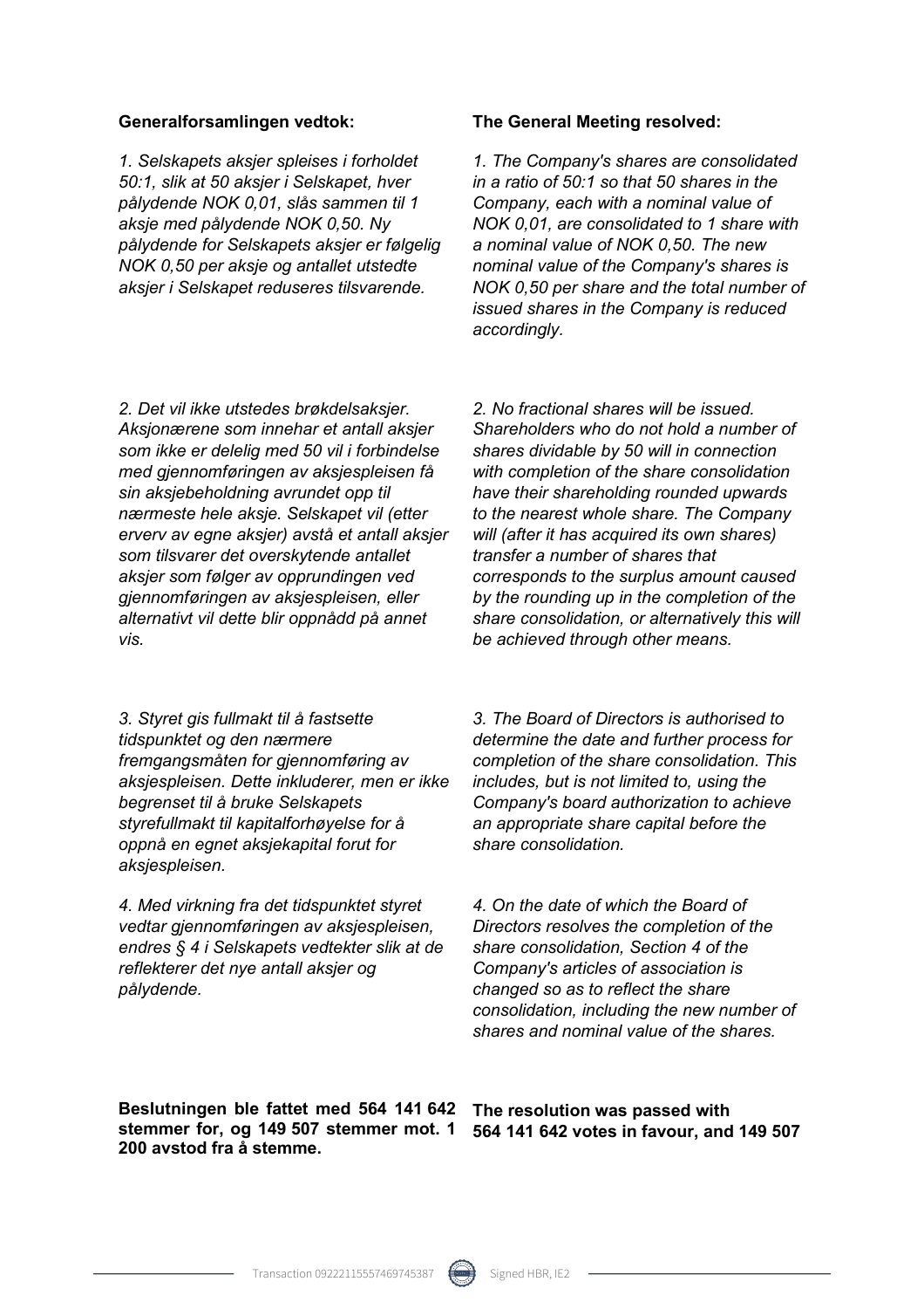**Generalforsamlingen vedtok:**

*1. Selskapets aksjer spleises i forholdet 50:1, slik at 50 aksjer i Selskapet, hver pålydende NOK 0,01, slås sammen til 1 aksje med pålydende NOK 0,50. Ny pålydende for Selskapets aksjer er følgelig NOK 0,50 per aksje og antallet utstedte aksjer i Selskapet reduseres tilsvarende.*

*2. Det vil ikke utstedes brøkdelsaksjer. Aksjonærene som innehar et antall aksjer som ikke er delelig med 50 vil i forbindelse med gjennomføringen av aksjespleisen få sin aksjebeholdning avrundet opp til nærmeste hele aksje. Selskapet vil (etter erverv av egne aksjer) avstå et antall aksjer som tilsvarer det overskytende antallet aksjer som følger av opprundingen ved gjennomføringen av aksjespleisen, eller alternativt vil dette blir oppnådd på annet vis.*

*3. Styret gis fullmakt til å fastsette tidspunktet og den nærmere fremgangsmåten for gjennomføring av aksjespleisen. Dette inkluderer, men er ikke begrenset til å bruke Selskapets styrefullmakt til kapitalforhøyelse for å oppnå en egnet aksjekapital forut for aksjespleisen.*

*4. Med virkning fra det tidspunktet styret vedtar gjennomføringen av aksjespleisen, endres § 4 i Selskapets vedtekter slik at de reflekterer det nye antall aksjer og pålydende.*

**Beslutningen ble fattet med 564 141 642 stemmer for, og 149 507 stemmer mot. 1 200 avstod fra å stemme.**

**The General Meeting resolved:**

*1. The Company's shares are consolidated in a ratio of 50:1 so that 50 shares in the Company, each with a nominal value of NOK 0,01, are consolidated to 1 share with a nominal value of NOK 0,50. The new nominal value of the Company's shares is NOK 0,50 per share and the total number of issued shares in the Company is reduced accordingly.*

*2. No fractional shares will be issued. Shareholders who do not hold a number of shares dividable by 50 will in connection with completion of the share consolidation have their shareholding rounded upwards to the nearest whole share. The Company will (after it has acquired its own shares) transfer a number of shares that corresponds to the surplus amount caused by the rounding up in the completion of the share consolidation, or alternatively this will be achieved through other means.*

*3. The Board of Directors is authorised to determine the date and further process for completion of the share consolidation. This includes, but is not limited to, using the Company's board authorization to achieve an appropriate share capital before the share consolidation.*

*4. On the date of which the Board of Directors resolves the completion of the share consolidation, Section 4 of the Company's articles of association is changed so as to reflect the share consolidation, including the new number of shares and nominal value of the shares.*

**The resolution was passed with 564 141 642 votes in favour, and 149 507**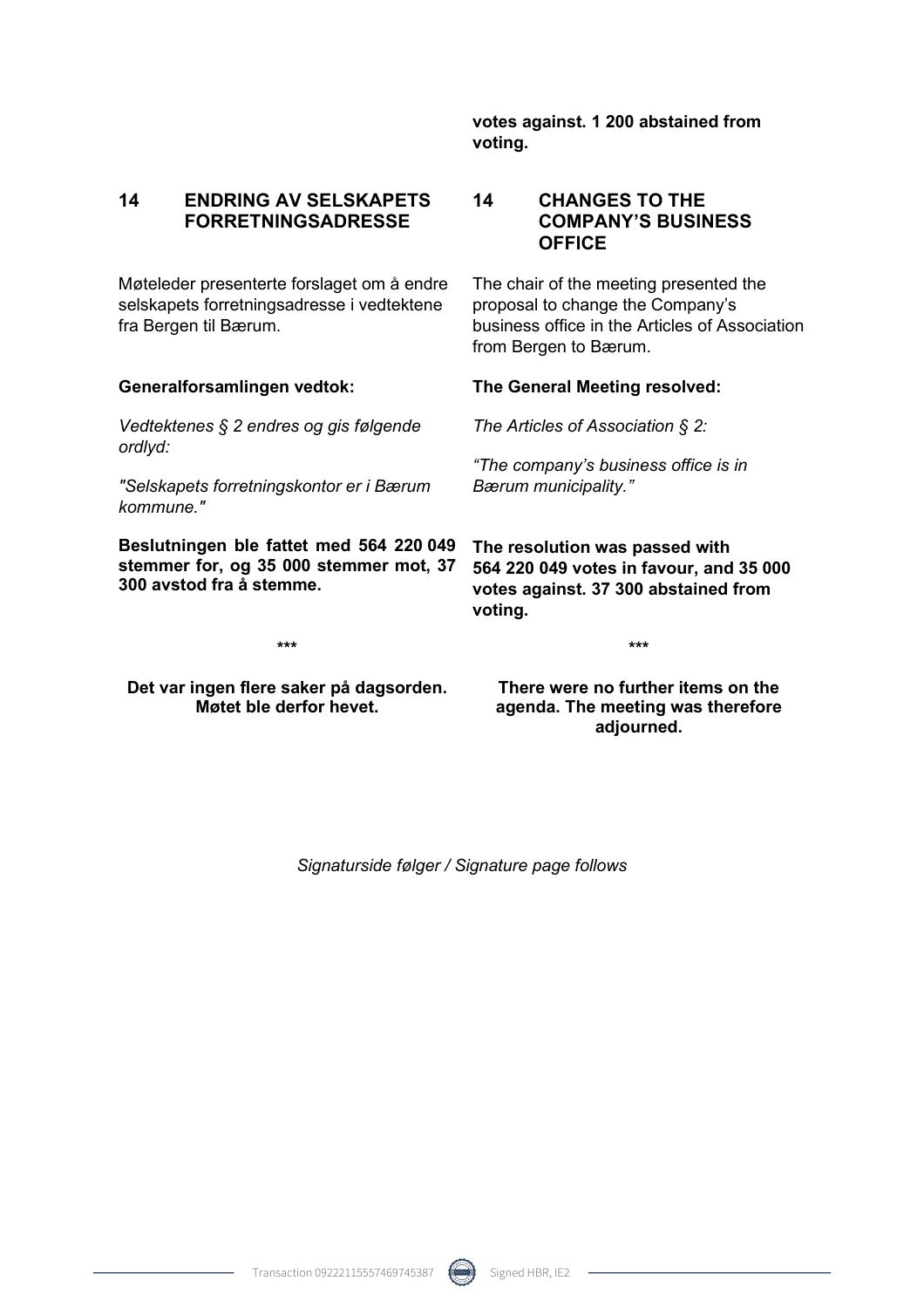**votes against. 1 200 abstained from voting.**

## 14 ENDRING AV SELSKAPETS FORRETNINGSADRESSE

Møteleder presenterte forslaget om å endre selskapets forretningsadresse i vedtektene fra Bergen til Bærum.

**Generalforsamlingen vedtok:**

*Vedtektenes § 2 endres og gis følgende ordlyd:*

*"Selskapets forretningskontor er i Bærum kommune."*

**Beslutningen ble fattet med 564 220 049 stemmer for, og 35 000 stemmer mot, 37 300 avstod fra å stemme.**

## 14 CHANGES TO THE COMPANY'S BUSINESS OFFICE

The chair of the meeting presented the proposal to change the Company's business office in the Articles of Association from Bergen to Bærum.

**The General Meeting resolved:**

*The Articles of Association § 2:*

*"The company's business office is in Bærum municipality."*

**The resolution was passed with 564 220 049 votes in favour, and 35 000 votes against. 37 300 abstained from voting.**

***

**Det var ingen flere saker på dagsorden. Møtet ble derfor hevet.**

**There were no further items on the agenda. The meeting was therefore adjourned.**

*Signaturside følger / Signature page follows*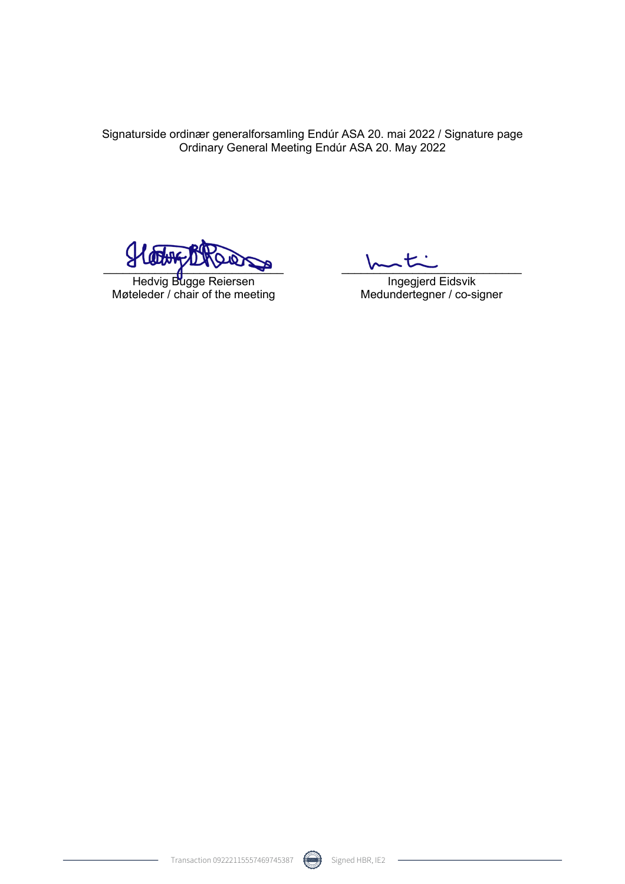Signaturside ordinær generalforsamling Endúr ASA 20. mai 2022 / Signature page Ordinary General Meeting Endúr ASA 20. May 2022

| | |
|---|---|
| Hedvig Bugge Reiersen | Ingegjerd Eidsvik |
| Møteleder / chair of the meeting | Medundertegner / co-signer |

Transaction 09222115557469745387 Signed HBR, IE2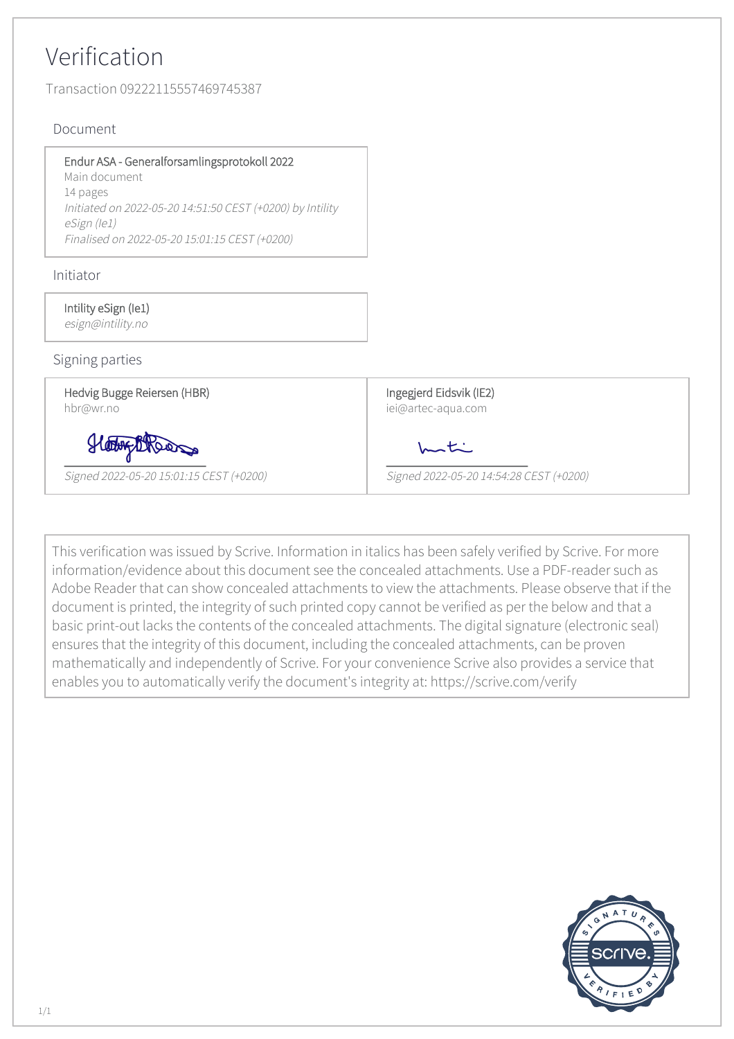# Verification

Transaction 09222115557469745387

## Document

Endur ASA - Generalforsamlingsprotokoll 2022
Main document
14 pages
*Initiated on 2022-05-20 14:51:50 CEST (+0200) by Intility eSign (Ie1)*
*Finalised on 2022-05-20 15:01:15 CEST (+0200)*

## Initiator

Intility eSign (Ie1)
*esign@intility.no*

## Signing parties

| | |
|---|---|
| Hedvig Bugge Reiersen (HBR)<br>hbr@wr.no<br>*Signed 2022-05-20 15:01:15 CEST (+0200)* | Ingegjerd Eidsvik (IE2)<br>iei@artec-aqua.com<br>*Signed 2022-05-20 14:54:28 CEST (+0200)* |

This verification was issued by Scrive. Information in italics has been safely verified by Scrive. For more information/evidence about this document see the concealed attachments. Use a PDF-reader such as Adobe Reader that can show concealed attachments to view the attachments. Please observe that if the document is printed, the integrity of such printed copy cannot be verified as per the below and that a basic print-out lacks the contents of the concealed attachments. The digital signature (electronic seal) ensures that the integrity of this document, including the concealed attachments, can be proven mathematically and independently of Scrive. For your convenience Scrive also provides a service that enables you to automatically verify the document's integrity at: https://scrive.com/verify